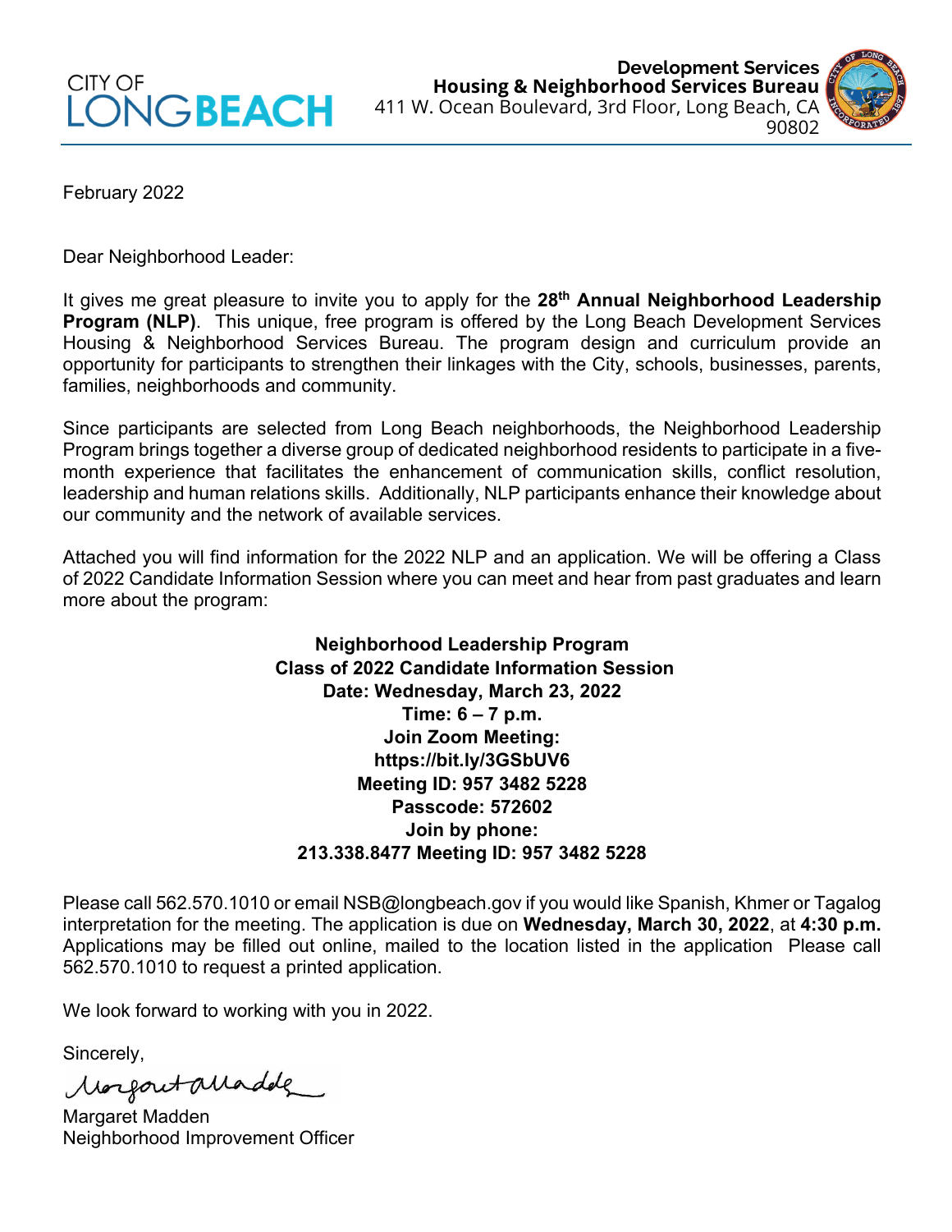CITY OF LONG BEACH

**Development Services**
**Housing & Neighborhood Services Bureau**
411 W. Ocean Boulevard, 3rd Floor, Long Beach, CA 90802

February 2022

Dear Neighborhood Leader:

It gives me great pleasure to invite you to apply for the **28th Annual Neighborhood Leadership Program (NLP)**. This unique, free program is offered by the Long Beach Development Services Housing & Neighborhood Services Bureau. The program design and curriculum provide an opportunity for participants to strengthen their linkages with the City, schools, businesses, parents, families, neighborhoods and community.

Since participants are selected from Long Beach neighborhoods, the Neighborhood Leadership Program brings together a diverse group of dedicated neighborhood residents to participate in a five-month experience that facilitates the enhancement of communication skills, conflict resolution, leadership and human relations skills. Additionally, NLP participants enhance their knowledge about our community and the network of available services.

Attached you will find information for the 2022 NLP and an application. We will be offering a Class of 2022 Candidate Information Session where you can meet and hear from past graduates and learn more about the program:

**Neighborhood Leadership Program**
**Class of 2022 Candidate Information Session**
**Date: Wednesday, March 23, 2022**
**Time: 6 – 7 p.m.**
**Join Zoom Meeting:**
**https://bit.ly/3GSbUV6**
**Meeting ID: 957 3482 5228**
**Passcode: 572602**
**Join by phone:**
**213.338.8477 Meeting ID: 957 3482 5228**

Please call 562.570.1010 or email NSB@longbeach.gov if you would like Spanish, Khmer or Tagalog interpretation for the meeting. The application is due on **Wednesday, March 30, 2022**, at **4:30 p.m.** Applications may be filled out online, mailed to the location listed in the application Please call 562.570.1010 to request a printed application.

We look forward to working with you in 2022.

Sincerely,

Margaret Madden
Neighborhood Improvement Officer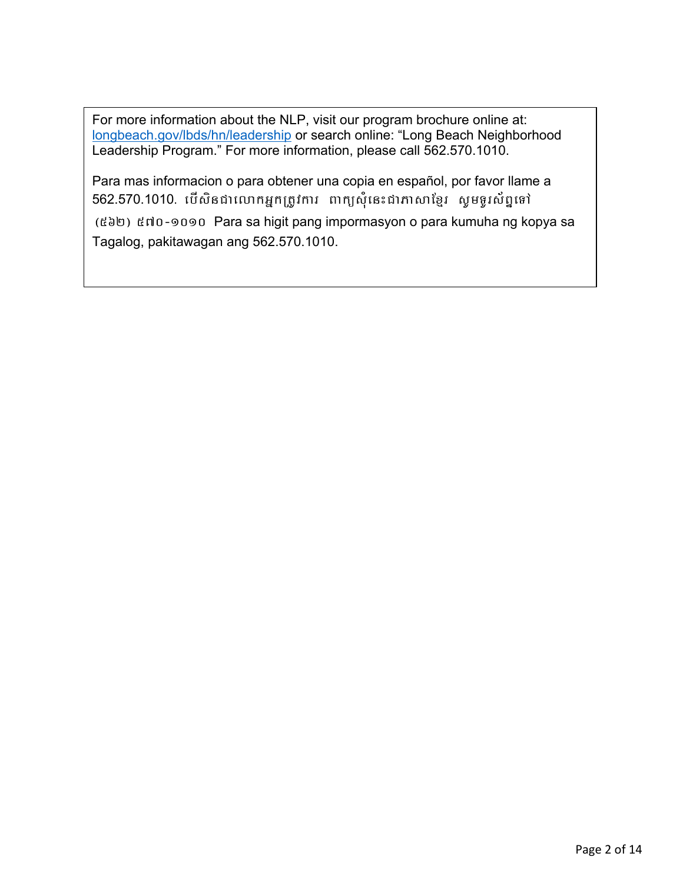For more information about the NLP, visit our program brochure online at: longbeach.gov/lbds/hn/leadership or search online: "Long Beach Neighborhood Leadership Program." For more information, please call 562.570.1010.

Para mas informacion o para obtener una copia en español, por favor llame a 562.570.1010. បើសិនជាលោកអ្នកត្រូវការ ពាក្យសុំនេះជាភាសាខ្មែរ សូមទូរស័ព្ទទៅ (៥៦២) ៥៧០-១០១០ Para sa higit pang impormasyon o para kumuha ng kopya sa Tagalog, pakitawagan ang 562.570.1010.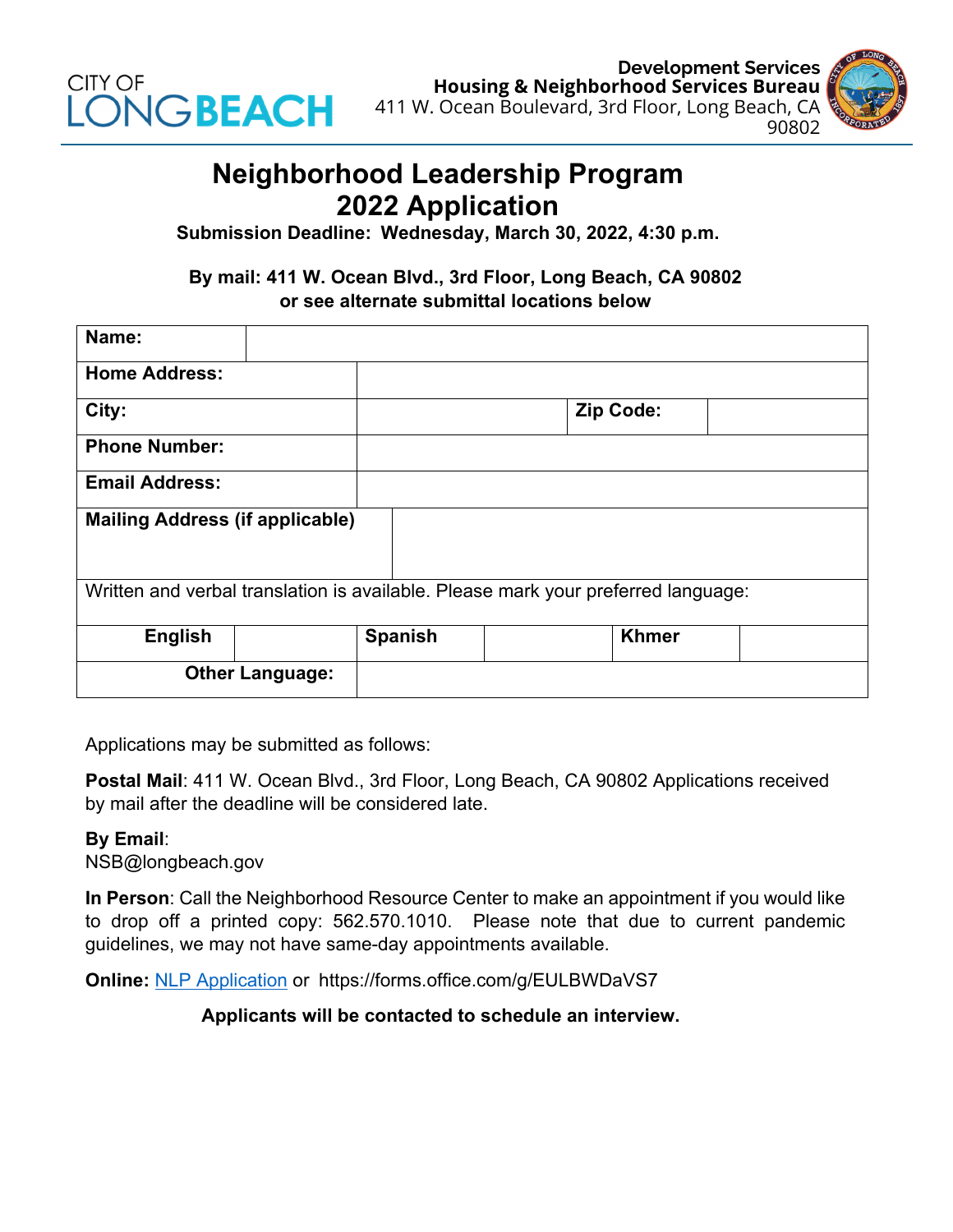CITY OF LONGBEACH

**Development Services**
**Housing & Neighborhood Services Bureau**
411 W. Ocean Boulevard, 3rd Floor, Long Beach, CA 90802

# Neighborhood Leadership Program
# 2022 Application

**Submission Deadline: Wednesday, March 30, 2022, 4:30 p.m.**

**By mail: 411 W. Ocean Blvd., 3rd Floor, Long Beach, CA 90802**
**or see alternate submittal locations below**

| **Name:** | | | | | |
|---|---|---|---|---|---|
| **Home Address:** | | | | | |
| **City:** | | | **Zip Code:** | | |
| **Phone Number:** | | | | | |
| **Email Address:** | | | | | |
| **Mailing Address (if applicable)** | | | | | |
| Written and verbal translation is available. Please mark your preferred language: | | | | | |
| **English** | | **Spanish** | | **Khmer** | |
| **Other Language:** | | | | | |

Applications may be submitted as follows:

**Postal Mail**: 411 W. Ocean Blvd., 3rd Floor, Long Beach, CA 90802 Applications received by mail after the deadline will be considered late.

**By Email**:
NSB@longbeach.gov

**In Person**: Call the Neighborhood Resource Center to make an appointment if you would like to drop off a printed copy: 562.570.1010. Please note that due to current pandemic guidelines, we may not have same-day appointments available.

**Online:** NLP Application or https://forms.office.com/g/EULBWDaVS7

**Applicants will be contacted to schedule an interview.**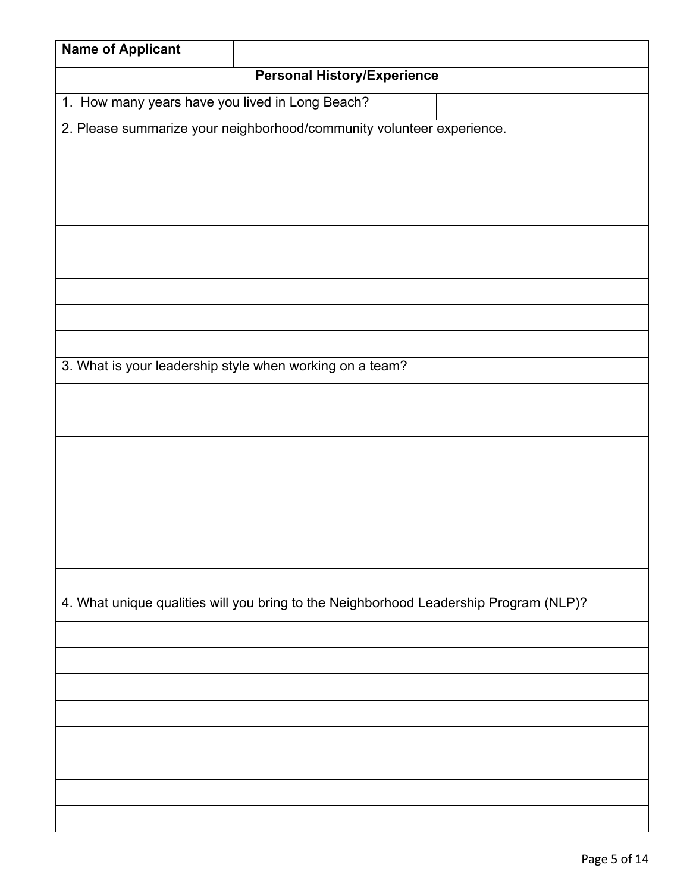| **Name of Applicant** | |
|---|---|

**Personal History/Experience**

| 1. How many years have you lived in Long Beach? | |
|---|---|

2. Please summarize your neighborhood/community volunteer experience.

| |
|---|
| |
| |
| |
| |
| |
| |
| |

3. What is your leadership style when working on a team?

| |
|---|
| |
| |
| |
| |
| |
| |
| |

4. What unique qualities will you bring to the Neighborhood Leadership Program (NLP)?

| |
|---|
| |
| |
| |
| |
| |
| |
| |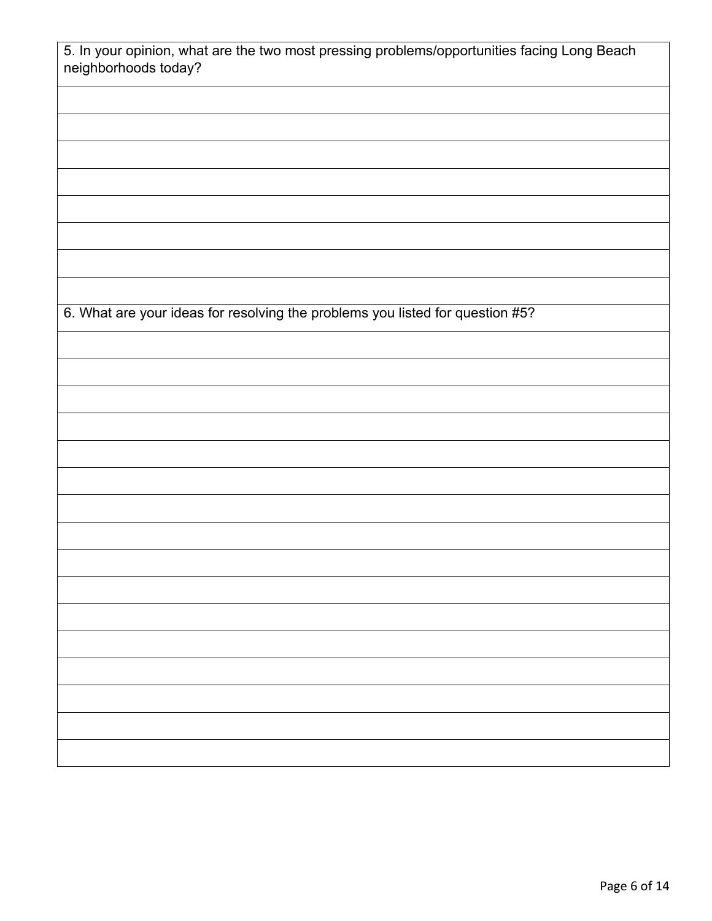5. In your opinion, what are the two most pressing problems/opportunities facing Long Beach neighborhoods today?

6. What are your ideas for resolving the problems you listed for question #5?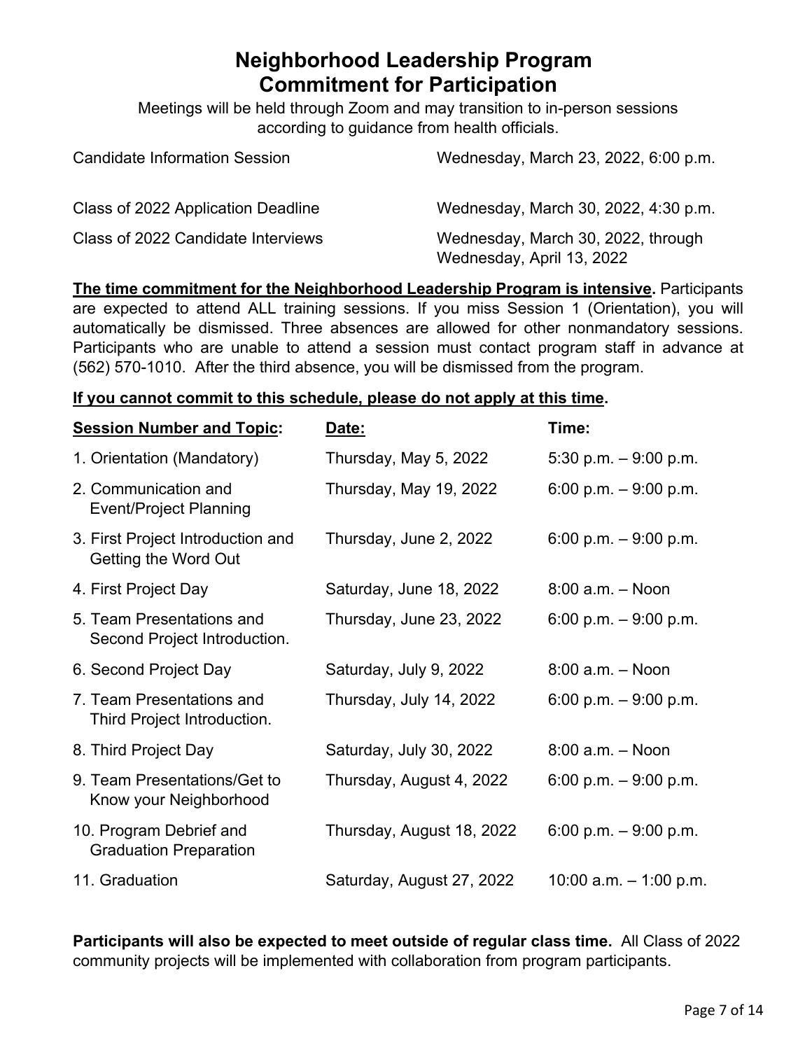# Neighborhood Leadership Program
# Commitment for Participation

Meetings will be held through Zoom and may transition to in-person sessions according to guidance from health officials.

| | |
|---|---|
| Candidate Information Session | Wednesday, March 23, 2022, 6:00 p.m. |
| Class of 2022 Application Deadline | Wednesday, March 30, 2022, 4:30 p.m. |
| Class of 2022 Candidate Interviews | Wednesday, March 30, 2022, through Wednesday, April 13, 2022 |

**The time commitment for the Neighborhood Leadership Program is intensive.** Participants are expected to attend ALL training sessions. If you miss Session 1 (Orientation), you will automatically be dismissed. Three absences are allowed for other nonmandatory sessions. Participants who are unable to attend a session must contact program staff in advance at (562) 570-1010. After the third absence, you will be dismissed from the program.

**If you cannot commit to this schedule, please do not apply at this time.**

| Session Number and Topic: | Date: | Time: |
|---|---|---|
| 1. Orientation (Mandatory) | Thursday, May 5, 2022 | 5:30 p.m. – 9:00 p.m. |
| 2. Communication and Event/Project Planning | Thursday, May 19, 2022 | 6:00 p.m. – 9:00 p.m. |
| 3. First Project Introduction and Getting the Word Out | Thursday, June 2, 2022 | 6:00 p.m. – 9:00 p.m. |
| 4. First Project Day | Saturday, June 18, 2022 | 8:00 a.m. – Noon |
| 5. Team Presentations and Second Project Introduction. | Thursday, June 23, 2022 | 6:00 p.m. – 9:00 p.m. |
| 6. Second Project Day | Saturday, July 9, 2022 | 8:00 a.m. – Noon |
| 7. Team Presentations and Third Project Introduction. | Thursday, July 14, 2022 | 6:00 p.m. – 9:00 p.m. |
| 8. Third Project Day | Saturday, July 30, 2022 | 8:00 a.m. – Noon |
| 9. Team Presentations/Get to Know your Neighborhood | Thursday, August 4, 2022 | 6:00 p.m. – 9:00 p.m. |
| 10. Program Debrief and Graduation Preparation | Thursday, August 18, 2022 | 6:00 p.m. – 9:00 p.m. |
| 11. Graduation | Saturday, August 27, 2022 | 10:00 a.m. – 1:00 p.m. |

**Participants will also be expected to meet outside of regular class time.** All Class of 2022 community projects will be implemented with collaboration from program participants.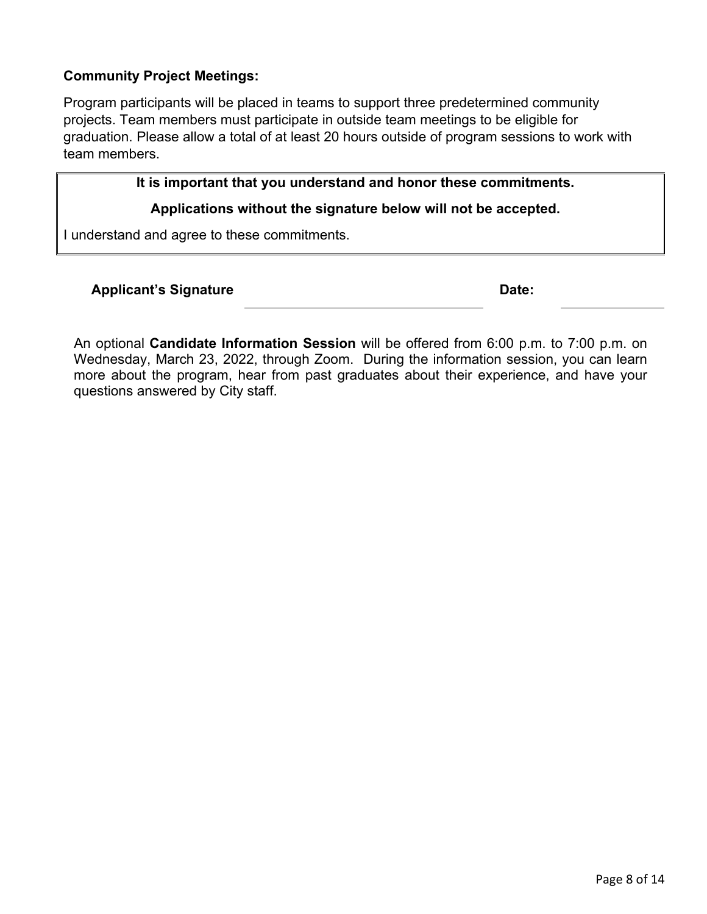**Community Project Meetings:**

Program participants will be placed in teams to support three predetermined community projects. Team members must participate in outside team meetings to be eligible for graduation. Please allow a total of at least 20 hours outside of program sessions to work with team members.

**It is important that you understand and honor these commitments.**

**Applications without the signature below will not be accepted.**

I understand and agree to these commitments.

**Applicant's Signature** \_\_\_\_\_\_\_\_\_\_\_\_\_\_\_\_\_\_\_\_\_\_\_\_\_\_\_\_\_\_\_\_ **Date:** \_\_\_\_\_\_\_\_\_\_\_\_

An optional **Candidate Information Session** will be offered from 6:00 p.m. to 7:00 p.m. on Wednesday, March 23, 2022, through Zoom. During the information session, you can learn more about the program, hear from past graduates about their experience, and have your questions answered by City staff.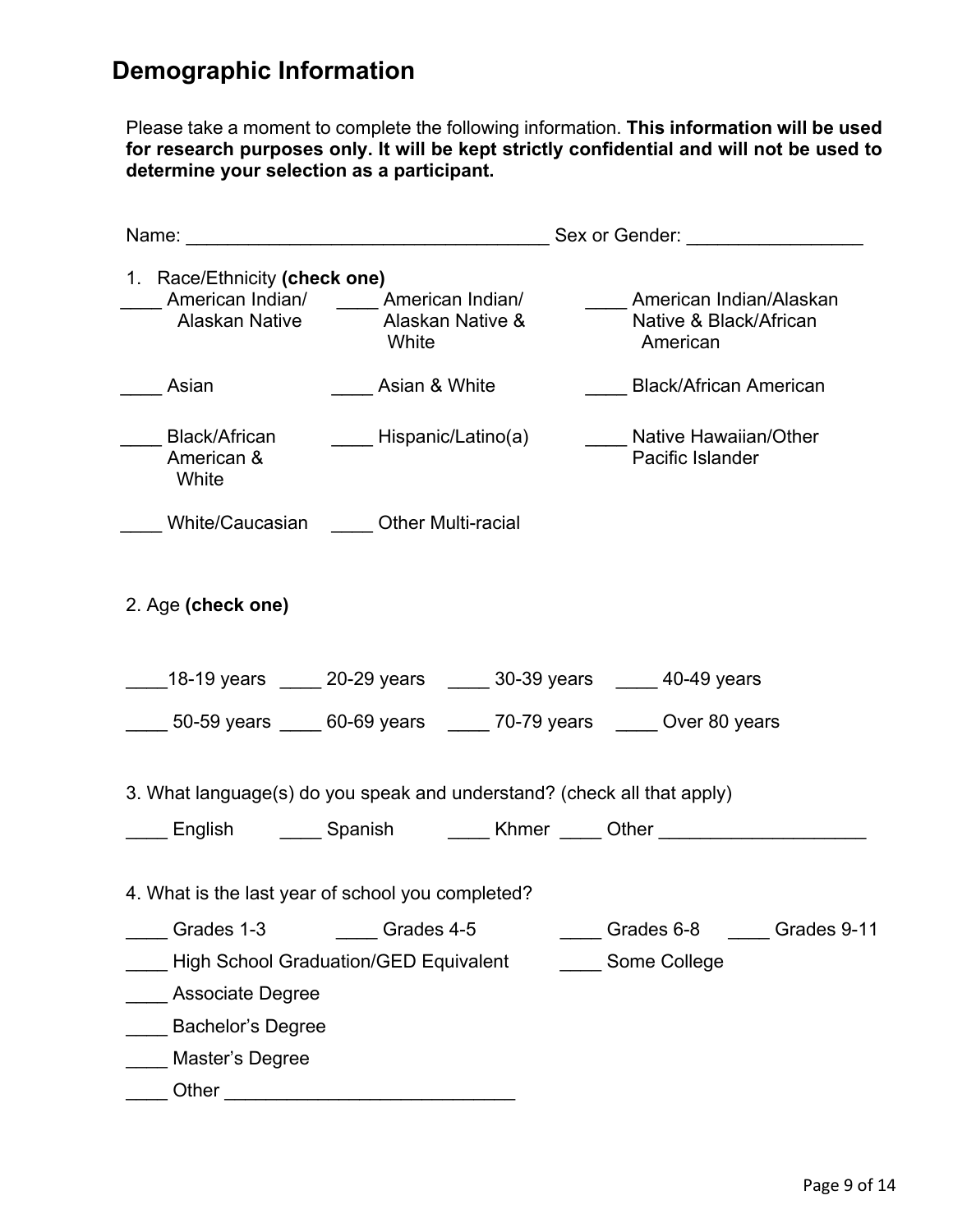## Demographic Information

Please take a moment to complete the following information. **This information will be used for research purposes only. It will be kept strictly confidential and will not be used to determine your selection as a participant.**

Name: ___________________________________ Sex or Gender: _________________

1. Race/Ethnicity **(check one)**

____ American Indian/ Alaskan Native ____ American Indian/ Alaskan Native & White ____ American Indian/Alaskan Native & Black/African American

____ Asian ____ Asian & White ____ Black/African American

____ Black/African American & White ____ Hispanic/Latino(a) ____ Native Hawaiian/Other Pacific Islander

____ White/Caucasian ____ Other Multi-racial

2. Age **(check one)**

____18-19 years ____ 20-29 years ____ 30-39 years ____ 40-49 years

____ 50-59 years ____ 60-69 years ____ 70-79 years ____ Over 80 years

3. What language(s) do you speak and understand? (check all that apply)

____ English ____ Spanish ____ Khmer ____ Other ____________________

4. What is the last year of school you completed?

____ Grades 1-3 ____ Grades 4-5 ____ Grades 6-8 ____ Grades 9-11

____ High School Graduation/GED Equivalent ____ Some College

____ Associate Degree

____ Bachelor's Degree

____ Master's Degree

____ Other ___________________________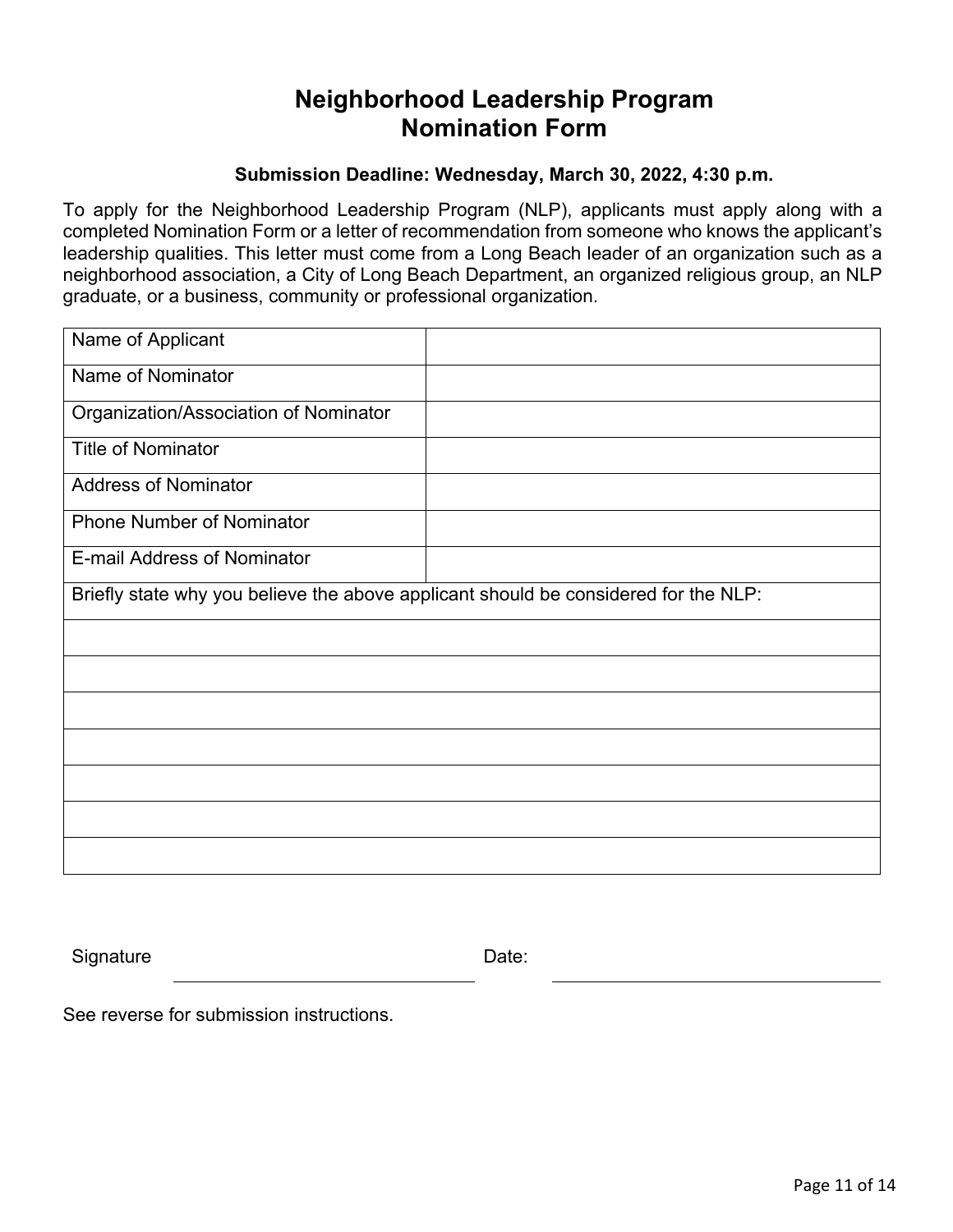# Neighborhood Leadership Program
# Nomination Form

**Submission Deadline: Wednesday, March 30, 2022, 4:30 p.m.**

To apply for the Neighborhood Leadership Program (NLP), applicants must apply along with a completed Nomination Form or a letter of recommendation from someone who knows the applicant's leadership qualities. This letter must come from a Long Beach leader of an organization such as a neighborhood association, a City of Long Beach Department, an organized religious group, an NLP graduate, or a business, community or professional organization.

| Name of Applicant | |
|---|---|
| Name of Nominator | |
| Organization/Association of Nominator | |
| Title of Nominator | |
| Address of Nominator | |
| Phone Number of Nominator | |
| E-mail Address of Nominator | |

Briefly state why you believe the above applicant should be considered for the NLP:

Signature ______________________ Date: ______________________

See reverse for submission instructions.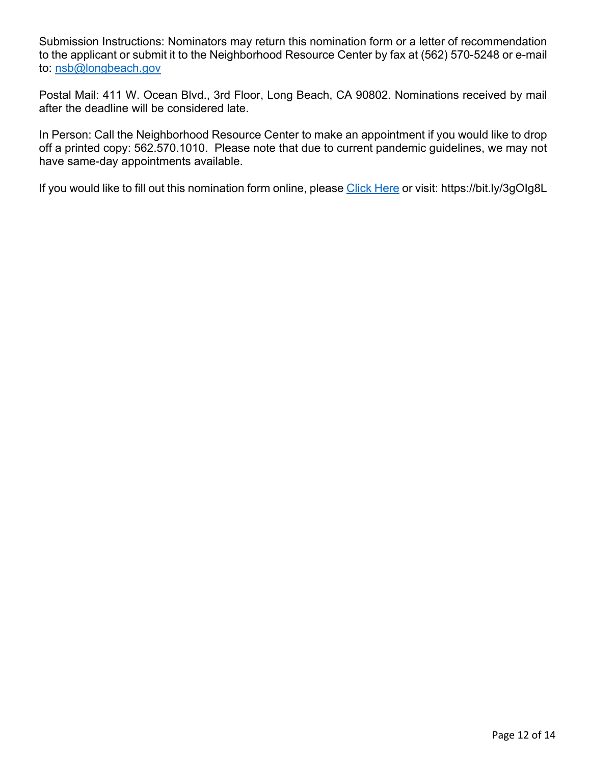Submission Instructions: Nominators may return this nomination form or a letter of recommendation to the applicant or submit it to the Neighborhood Resource Center by fax at (562) 570-5248 or e-mail to: nsb@longbeach.gov

Postal Mail: 411 W. Ocean Blvd., 3rd Floor, Long Beach, CA 90802. Nominations received by mail after the deadline will be considered late.

In Person: Call the Neighborhood Resource Center to make an appointment if you would like to drop off a printed copy: 562.570.1010. Please note that due to current pandemic guidelines, we may not have same-day appointments available.

If you would like to fill out this nomination form online, please Click Here or visit: https://bit.ly/3gOIg8L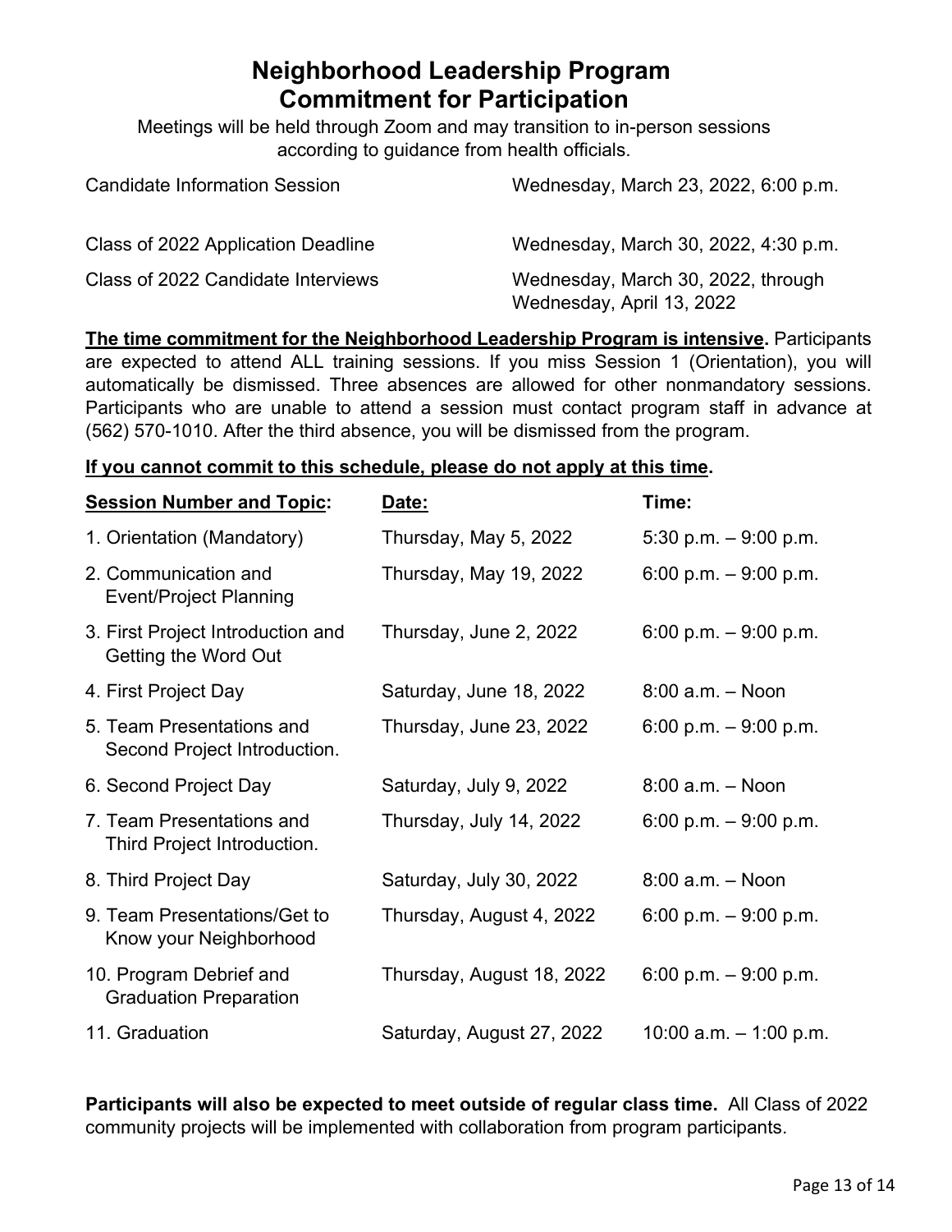# Neighborhood Leadership Program Commitment for Participation

Meetings will be held through Zoom and may transition to in-person sessions according to guidance from health officials.

| | |
|---|---|
| Candidate Information Session | Wednesday, March 23, 2022, 6:00 p.m. |
| Class of 2022 Application Deadline | Wednesday, March 30, 2022, 4:30 p.m. |
| Class of 2022 Candidate Interviews | Wednesday, March 30, 2022, through Wednesday, April 13, 2022 |

**<u>The time commitment for the Neighborhood Leadership Program is intensive</u>.** Participants are expected to attend ALL training sessions. If you miss Session 1 (Orientation), you will automatically be dismissed. Three absences are allowed for other nonmandatory sessions. Participants who are unable to attend a session must contact program staff in advance at (562) 570-1010. After the third absence, you will be dismissed from the program.

**<u>If you cannot commit to this schedule, please do not apply at this time</u>.**

| **Session Number and Topic:** | **Date:** | **Time:** |
|---|---|---|
| 1. Orientation (Mandatory) | Thursday, May 5, 2022 | 5:30 p.m. – 9:00 p.m. |
| 2. Communication and Event/Project Planning | Thursday, May 19, 2022 | 6:00 p.m. – 9:00 p.m. |
| 3. First Project Introduction and Getting the Word Out | Thursday, June 2, 2022 | 6:00 p.m. – 9:00 p.m. |
| 4. First Project Day | Saturday, June 18, 2022 | 8:00 a.m. – Noon |
| 5. Team Presentations and Second Project Introduction. | Thursday, June 23, 2022 | 6:00 p.m. – 9:00 p.m. |
| 6. Second Project Day | Saturday, July 9, 2022 | 8:00 a.m. – Noon |
| 7. Team Presentations and Third Project Introduction. | Thursday, July 14, 2022 | 6:00 p.m. – 9:00 p.m. |
| 8. Third Project Day | Saturday, July 30, 2022 | 8:00 a.m. – Noon |
| 9. Team Presentations/Get to Know your Neighborhood | Thursday, August 4, 2022 | 6:00 p.m. – 9:00 p.m. |
| 10. Program Debrief and Graduation Preparation | Thursday, August 18, 2022 | 6:00 p.m. – 9:00 p.m. |
| 11. Graduation | Saturday, August 27, 2022 | 10:00 a.m. – 1:00 p.m. |

**Participants will also be expected to meet outside of regular class time.** All Class of 2022 community projects will be implemented with collaboration from program participants.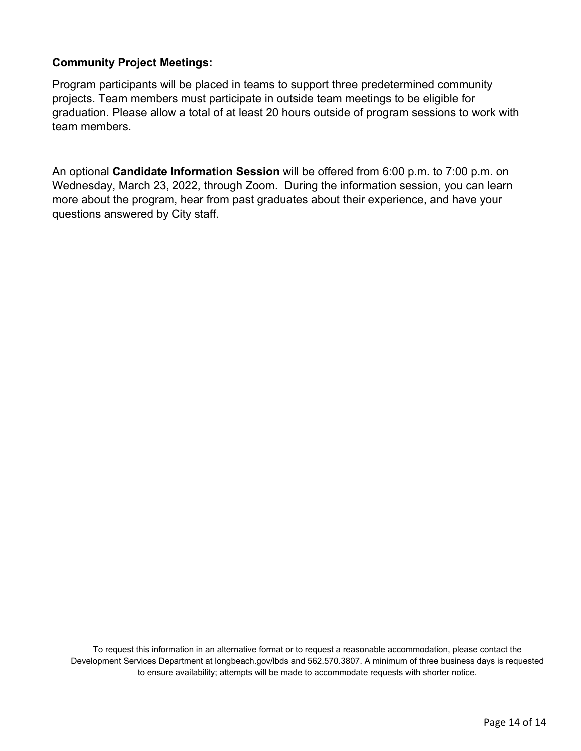**Community Project Meetings:**

Program participants will be placed in teams to support three predetermined community projects. Team members must participate in outside team meetings to be eligible for graduation. Please allow a total of at least 20 hours outside of program sessions to work with team members.

---

An optional **Candidate Information Session** will be offered from 6:00 p.m. to 7:00 p.m. on Wednesday, March 23, 2022, through Zoom. During the information session, you can learn more about the program, hear from past graduates about their experience, and have your questions answered by City staff.

To request this information in an alternative format or to request a reasonable accommodation, please contact the Development Services Department at longbeach.gov/lbds and 562.570.3807. A minimum of three business days is requested to ensure availability; attempts will be made to accommodate requests with shorter notice.